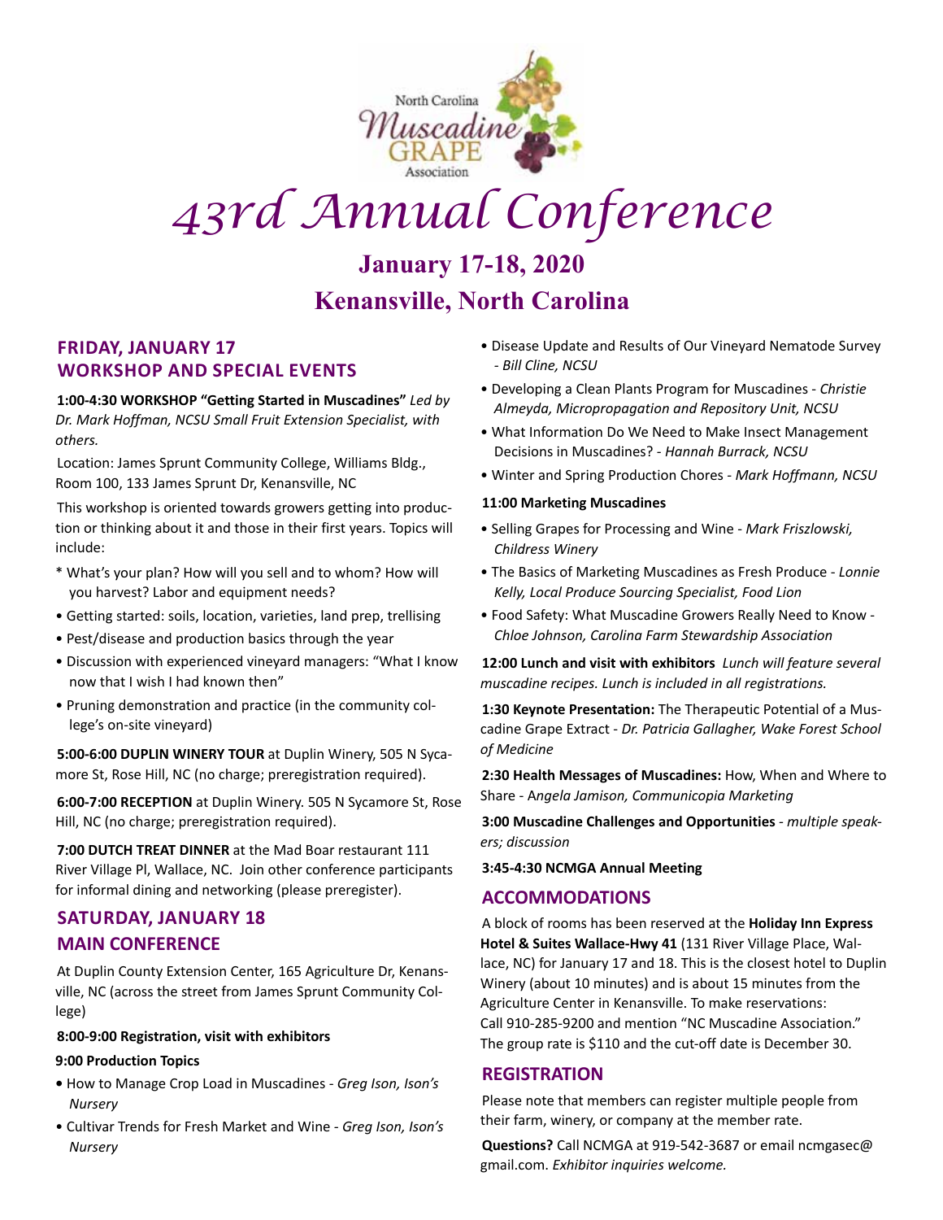North Carolina Muscadine GRAPE Association

# 43rd Annual Conference

## January 17-18, 2020

## Kenansville, North Carolina

## FRIDAY, JANUARY 17
## WORKSHOP AND SPECIAL EVENTS

**1:00-4:30 WORKSHOP "Getting Started in Muscadines"** *Led by Dr. Mark Hoffman, NCSU Small Fruit Extension Specialist, with others.*

Location: James Sprunt Community College, Williams Bldg., Room 100, 133 James Sprunt Dr, Kenansville, NC

This workshop is oriented towards growers getting into production or thinking about it and those in their first years. Topics will include:

* What's your plan? How will you sell and to whom? How will you harvest? Labor and equipment needs?
- Getting started: soils, location, varieties, land prep, trellising
- Pest/disease and production basics through the year
- Discussion with experienced vineyard managers: "What I know now that I wish I had known then"
- Pruning demonstration and practice (in the community college's on-site vineyard)

**5:00-6:00 DUPLIN WINERY TOUR** at Duplin Winery, 505 N Sycamore St, Rose Hill, NC (no charge; preregistration required).

**6:00-7:00 RECEPTION** at Duplin Winery. 505 N Sycamore St, Rose Hill, NC (no charge; preregistration required).

**7:00 DUTCH TREAT DINNER** at the Mad Boar restaurant 111 River Village Pl, Wallace, NC. Join other conference participants for informal dining and networking (please preregister).

## SATURDAY, JANUARY 18
## MAIN CONFERENCE

At Duplin County Extension Center, 165 Agriculture Dr, Kenansville, NC (across the street from James Sprunt Community College)

**8:00-9:00 Registration, visit with exhibitors**

**9:00 Production Topics**

- How to Manage Crop Load in Muscadines - *Greg Ison, Ison's Nursery*
- Cultivar Trends for Fresh Market and Wine - *Greg Ison, Ison's Nursery*
- Disease Update and Results of Our Vineyard Nematode Survey - *Bill Cline, NCSU*
- Developing a Clean Plants Program for Muscadines - *Christie Almeyda, Micropropagation and Repository Unit, NCSU*
- What Information Do We Need to Make Insect Management Decisions in Muscadines? - *Hannah Burrack, NCSU*
- Winter and Spring Production Chores - *Mark Hoffmann, NCSU*

**11:00 Marketing Muscadines**

- Selling Grapes for Processing and Wine - *Mark Friszlowski, Childress Winery*
- The Basics of Marketing Muscadines as Fresh Produce - *Lonnie Kelly, Local Produce Sourcing Specialist, Food Lion*
- Food Safety: What Muscadine Growers Really Need to Know - *Chloe Johnson, Carolina Farm Stewardship Association*

**12:00 Lunch and visit with exhibitors** *Lunch will feature several muscadine recipes. Lunch is included in all registrations.*

**1:30 Keynote Presentation:** The Therapeutic Potential of a Muscadine Grape Extract - *Dr. Patricia Gallagher, Wake Forest School of Medicine*

**2:30 Health Messages of Muscadines:** How, When and Where to Share - A*ngela Jamison, Communicopia Marketing*

**3:00 Muscadine Challenges and Opportunities** - *multiple speakers; discussion*

**3:45-4:30 NCMGA Annual Meeting**

## ACCOMMODATIONS

A block of rooms has been reserved at the **Holiday Inn Express Hotel & Suites Wallace-Hwy 41** (131 River Village Place, Wallace, NC) for January 17 and 18. This is the closest hotel to Duplin Winery (about 10 minutes) and is about 15 minutes from the Agriculture Center in Kenansville. To make reservations: Call 910-285-9200 and mention "NC Muscadine Association." The group rate is $110 and the cut-off date is December 30.

## REGISTRATION

Please note that members can register multiple people from their farm, winery, or company at the member rate.

**Questions?** Call NCMGA at 919-542-3687 or email ncmgasec@gmail.com. *Exhibitor inquiries welcome.*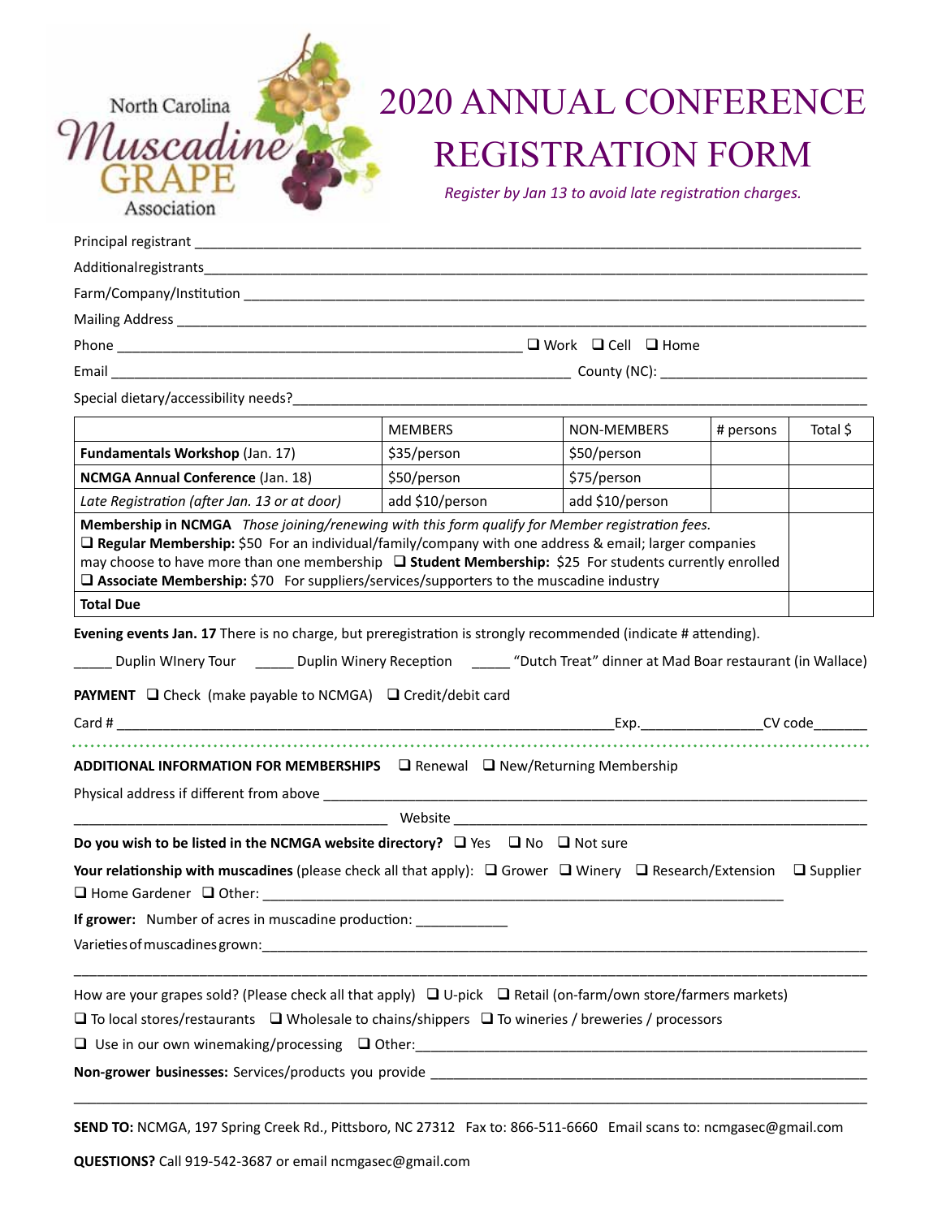North Carolina Muscadine GRAPE Association

# 2020 ANNUAL CONFERENCE REGISTRATION FORM

*Register by Jan 13 to avoid late registration charges.*

Principal registrant ______________________________

Additionalregistrants______________________________

Farm/Company/Institution ______________________________

Mailing Address ______________________________

Phone ______________________________ ❑ Work ❑ Cell ❑ Home

Email ______________________________ County (NC): ______________

Special dietary/accessibility needs?______________________________

| | MEMBERS | NON-MEMBERS | # persons | Total $ |
|---|---|---|---|---|
| **Fundamentals Workshop** (Jan. 17) | $35/person | $50/person | | |
| **NCMGA Annual Conference** (Jan. 18) | $50/person | $75/person | | |
| *Late Registration (after Jan. 13 or at door)* | add $10/person | add $10/person | | |
| **Membership in NCMGA** *Those joining/renewing with this form qualify for Member registration fees.* ❑ **Regular Membership:** $50 For an individual/family/company with one address & email; larger companies may choose to have more than one membership ❑ **Student Membership:** $25 For students currently enrolled ❑ **Associate Membership:** $70 For suppliers/services/supporters to the muscadine industry | | | | |
| **Total Due** | | | | |

**Evening events Jan. 17** There is no charge, but preregistration is strongly recommended (indicate # attending).

_____ Duplin WInery Tour _____ Duplin Winery Reception _____ "Dutch Treat" dinner at Mad Boar restaurant (in Wallace)

**PAYMENT** ❑ Check (make payable to NCMGA) ❑ Credit/debit card

Card # ______________________________ Exp.______________ CV code_______

**ADDITIONAL INFORMATION FOR MEMBERSHIPS** ❑ Renewal ❑ New/Returning Membership

Physical address if different from above ______________________________

______________________________ Website ______________________________

**Do you wish to be listed in the NCMGA website directory?** ❑ Yes ❑ No ❑ Not sure

**Your relationship with muscadines** (please check all that apply): ❑ Grower ❑ Winery ❑ Research/Extension ❑ Supplier ❑ Home Gardener ❑ Other: ______________________________

**If grower:** Number of acres in muscadine production: ___________

Varieties of muscadines grown:______________________________

______________________________

How are your grapes sold? (Please check all that apply) ❑ U-pick ❑ Retail (on-farm/own store/farmers markets) ❑ To local stores/restaurants ❑ Wholesale to chains/shippers ❑ To wineries / breweries / processors ❑ Use in our own winemaking/processing ❑ Other:______________________________

**Non-grower businesses:** Services/products you provide ______________________________

______________________________

**SEND TO:** NCMGA, 197 Spring Creek Rd., Pittsboro, NC 27312 Fax to: 866-511-6660 Email scans to: ncmgasec@gmail.com

**QUESTIONS?** Call 919-542-3687 or email ncmgasec@gmail.com